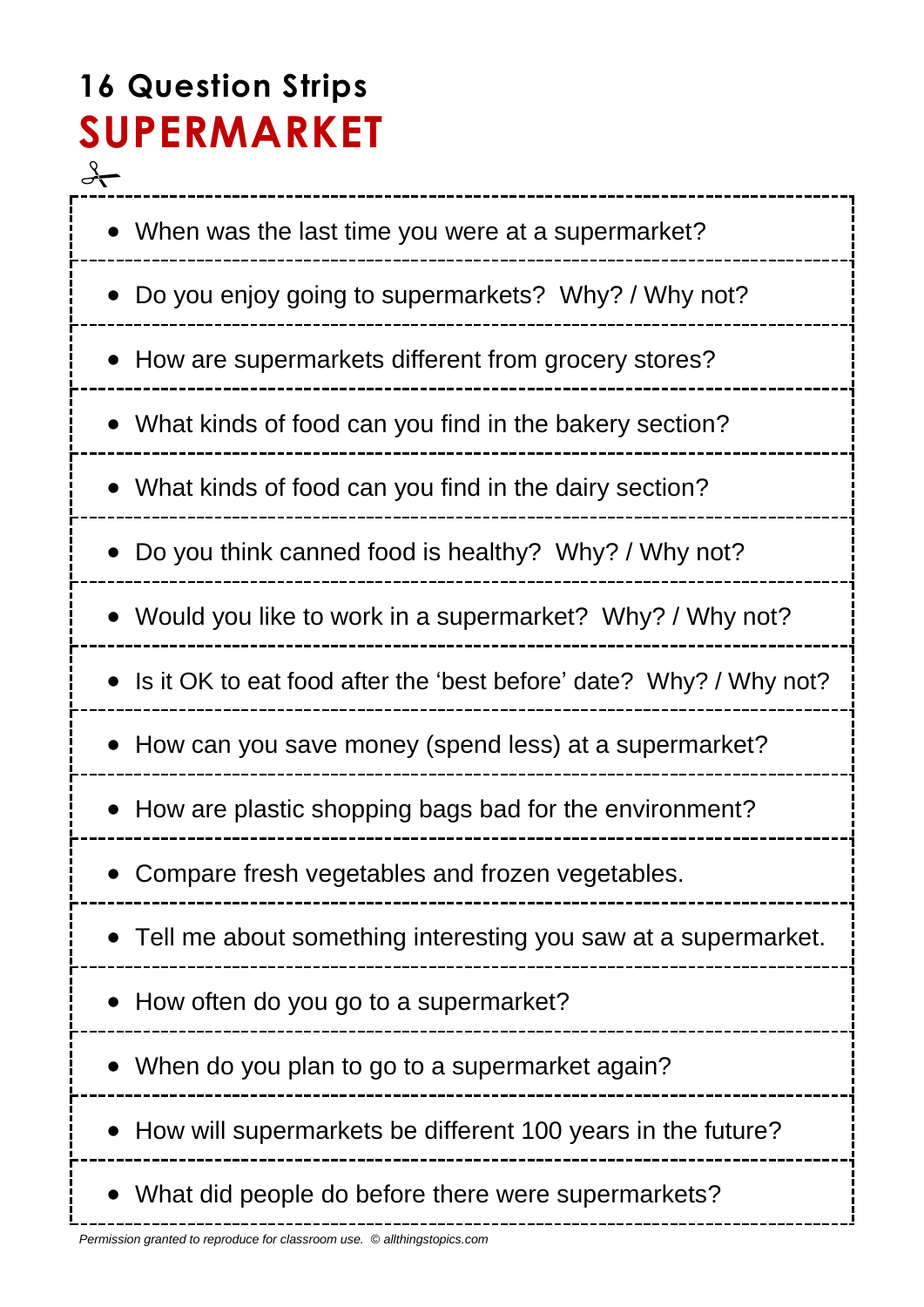## 16 Question Strips

# SUPERMARKET

- When was the last time you were at a supermarket?
- Do you enjoy going to supermarkets?  Why? / Why not?
- How are supermarkets different from grocery stores?
- What kinds of food can you find in the bakery section?
- What kinds of food can you find in the dairy section?
- Do you think canned food is healthy?  Why? / Why not?
- Would you like to work in a supermarket?  Why? / Why not?
- Is it OK to eat food after the 'best before' date?  Why? / Why not?
- How can you save money (spend less) at a supermarket?
- How are plastic shopping bags bad for the environment?
- Compare fresh vegetables and frozen vegetables.
- Tell me about something interesting you saw at a supermarket.
- How often do you go to a supermarket?
- When do you plan to go to a supermarket again?
- How will supermarkets be different 100 years in the future?
- What did people do before there were supermarkets?

*Permission granted to reproduce for classroom use.  © allthingstopics.com*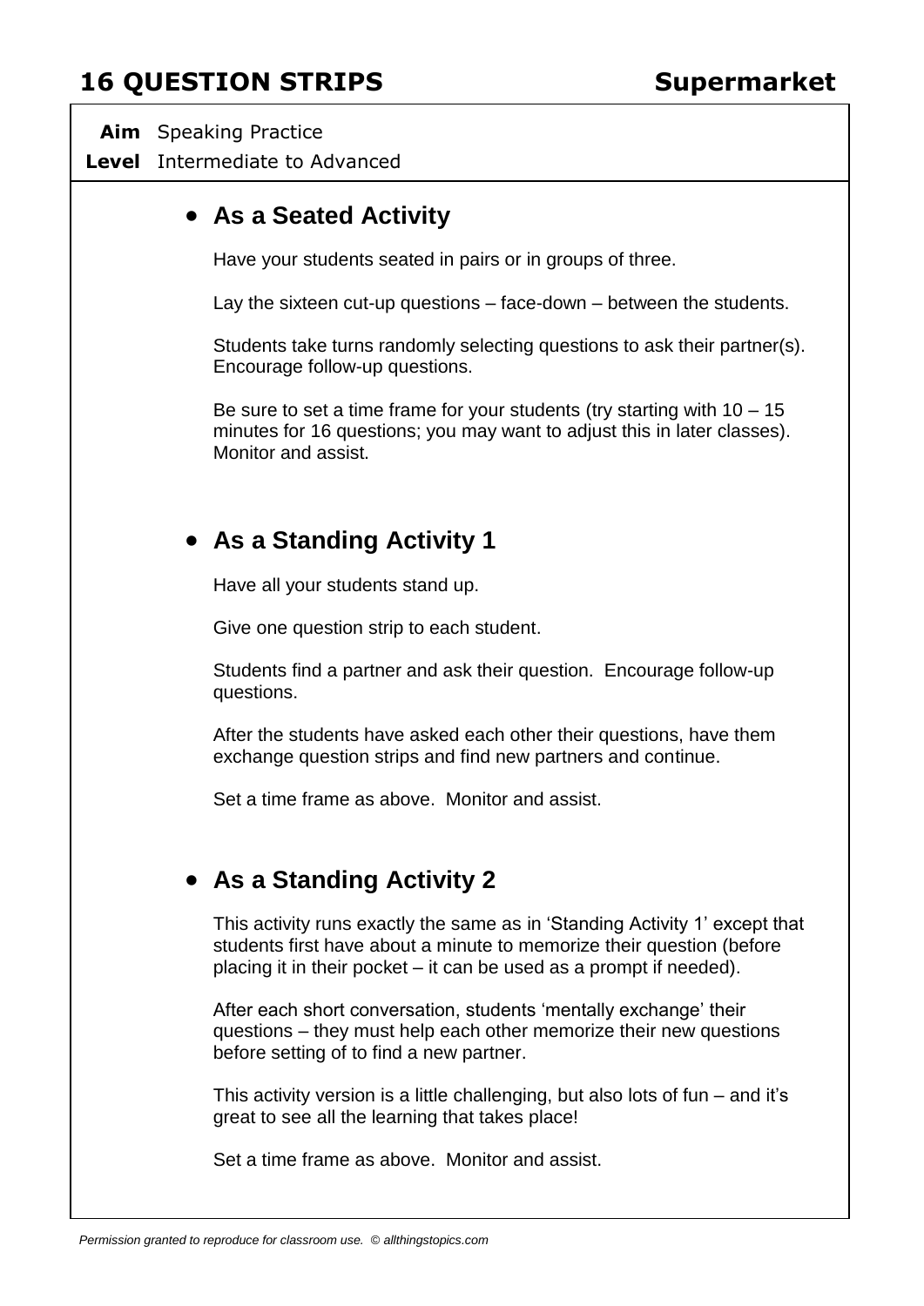# 16 QUESTION STRIPS — Supermarket

**Aim** Speaking Practice
**Level** Intermediate to Advanced

## As a Seated Activity

Have your students seated in pairs or in groups of three.

Lay the sixteen cut-up questions – face-down – between the students.

Students take turns randomly selecting questions to ask their partner(s). Encourage follow-up questions.

Be sure to set a time frame for your students (try starting with 10 – 15 minutes for 16 questions; you may want to adjust this in later classes). Monitor and assist.

## As a Standing Activity 1

Have all your students stand up.

Give one question strip to each student.

Students find a partner and ask their question. Encourage follow-up questions.

After the students have asked each other their questions, have them exchange question strips and find new partners and continue.

Set a time frame as above. Monitor and assist.

## As a Standing Activity 2

This activity runs exactly the same as in 'Standing Activity 1' except that students first have about a minute to memorize their question (before placing it in their pocket – it can be used as a prompt if needed).

After each short conversation, students 'mentally exchange' their questions – they must help each other memorize their new questions before setting of to find a new partner.

This activity version is a little challenging, but also lots of fun – and it's great to see all the learning that takes place!

Set a time frame as above. Monitor and assist.

*Permission granted to reproduce for classroom use. © allthingstopics.com*